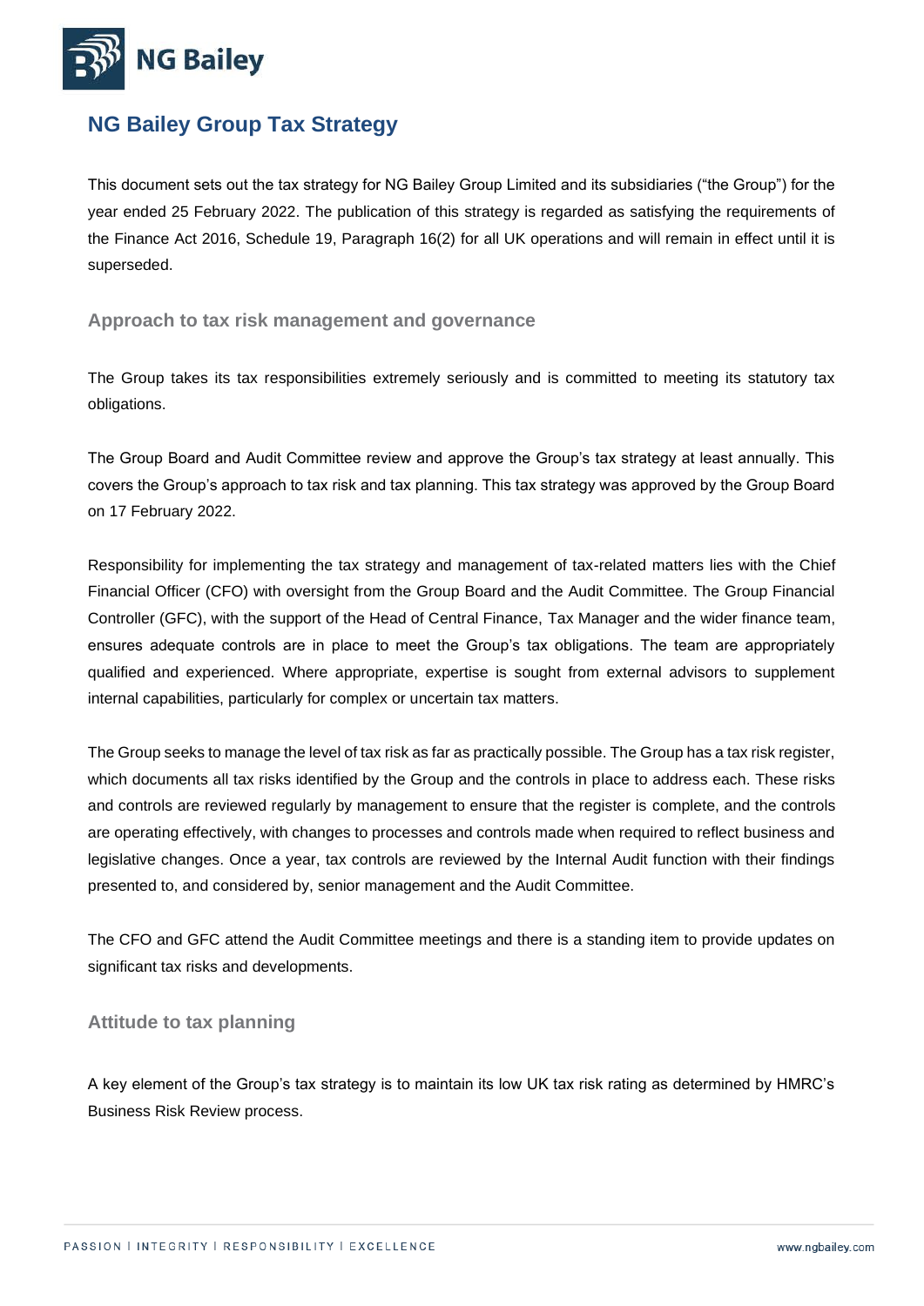# NG Bailey Group Tax Strategy

This document sets out the tax strategy for NG Bailey Group Limited and its subsidiaries ("the Group") for the year ended 25 February 2022. The publication of this strategy is regarded as satisfying the requirements of the Finance Act 2016, Schedule 19, Paragraph 16(2) for all UK operations and will remain in effect until it is superseded.

## Approach to tax risk management and governance

The Group takes its tax responsibilities extremely seriously and is committed to meeting its statutory tax obligations.

The Group Board and Audit Committee review and approve the Group's tax strategy at least annually. This covers the Group's approach to tax risk and tax planning. This tax strategy was approved by the Group Board on 17 February 2022.

Responsibility for implementing the tax strategy and management of tax-related matters lies with the Chief Financial Officer (CFO) with oversight from the Group Board and the Audit Committee. The Group Financial Controller (GFC), with the support of the Head of Central Finance, Tax Manager and the wider finance team, ensures adequate controls are in place to meet the Group's tax obligations. The team are appropriately qualified and experienced. Where appropriate, expertise is sought from external advisors to supplement internal capabilities, particularly for complex or uncertain tax matters.

The Group seeks to manage the level of tax risk as far as practically possible. The Group has a tax risk register, which documents all tax risks identified by the Group and the controls in place to address each. These risks and controls are reviewed regularly by management to ensure that the register is complete, and the controls are operating effectively, with changes to processes and controls made when required to reflect business and legislative changes. Once a year, tax controls are reviewed by the Internal Audit function with their findings presented to, and considered by, senior management and the Audit Committee.

The CFO and GFC attend the Audit Committee meetings and there is a standing item to provide updates on significant tax risks and developments.

## Attitude to tax planning

A key element of the Group's tax strategy is to maintain its low UK tax risk rating as determined by HMRC's Business Risk Review process.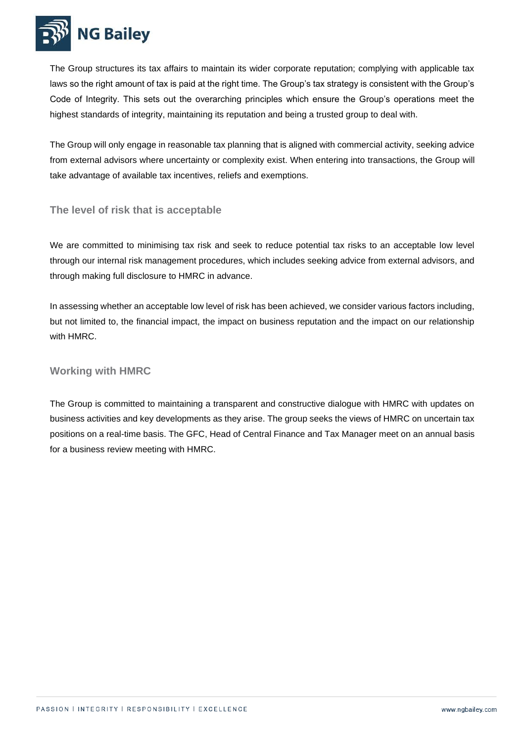The Group structures its tax affairs to maintain its wider corporate reputation; complying with applicable tax laws so the right amount of tax is paid at the right time. The Group's tax strategy is consistent with the Group's Code of Integrity. This sets out the overarching principles which ensure the Group's operations meet the highest standards of integrity, maintaining its reputation and being a trusted group to deal with.

The Group will only engage in reasonable tax planning that is aligned with commercial activity, seeking advice from external advisors where uncertainty or complexity exist. When entering into transactions, the Group will take advantage of available tax incentives, reliefs and exemptions.

## The level of risk that is acceptable

We are committed to minimising tax risk and seek to reduce potential tax risks to an acceptable low level through our internal risk management procedures, which includes seeking advice from external advisors, and through making full disclosure to HMRC in advance.

In assessing whether an acceptable low level of risk has been achieved, we consider various factors including, but not limited to, the financial impact, the impact on business reputation and the impact on our relationship with HMRC.

## Working with HMRC

The Group is committed to maintaining a transparent and constructive dialogue with HMRC with updates on business activities and key developments as they arise. The group seeks the views of HMRC on uncertain tax positions on a real-time basis. The GFC, Head of Central Finance and Tax Manager meet on an annual basis for a business review meeting with HMRC.